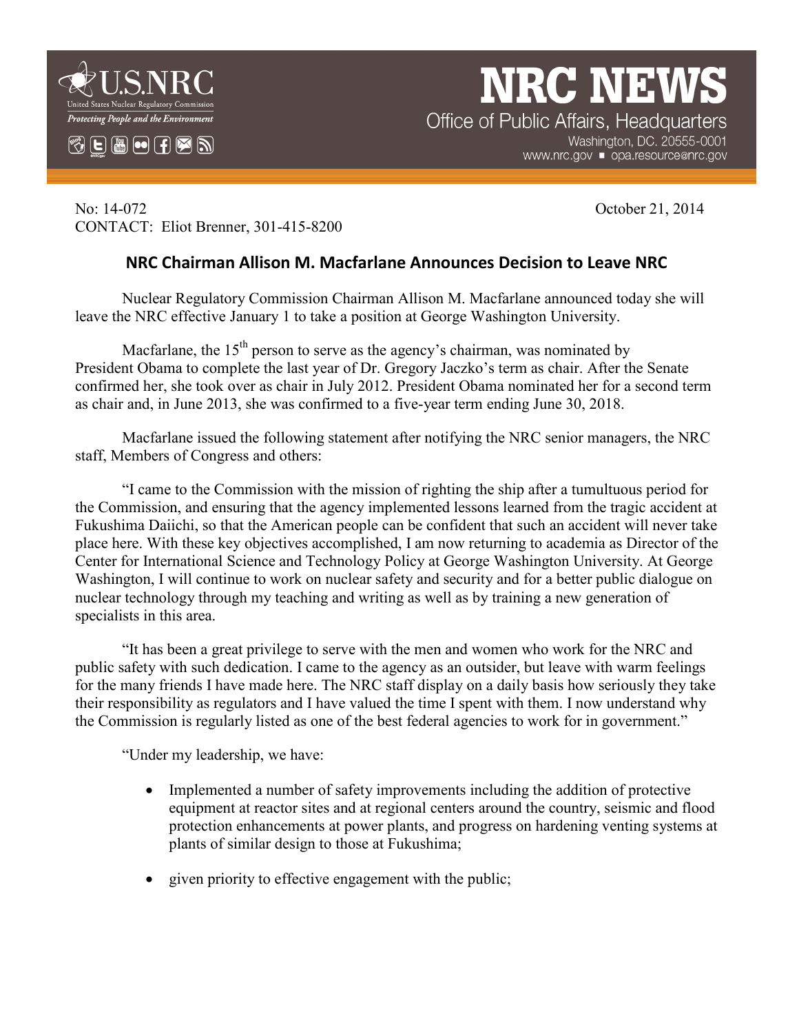**NRC NEWS**

Office of Public Affairs, Headquarters

Washington, DC. 20555-0001

www.nrc.gov ■ opa.resource@nrc.gov

No: 14-072 October 21, 2014

CONTACT: Eliot Brenner, 301-415-8200

## NRC Chairman Allison M. Macfarlane Announces Decision to Leave NRC

Nuclear Regulatory Commission Chairman Allison M. Macfarlane announced today she will leave the NRC effective January 1 to take a position at George Washington University.

Macfarlane, the 15th person to serve as the agency's chairman, was nominated by President Obama to complete the last year of Dr. Gregory Jaczko's term as chair. After the Senate confirmed her, she took over as chair in July 2012. President Obama nominated her for a second term as chair and, in June 2013, she was confirmed to a five-year term ending June 30, 2018.

Macfarlane issued the following statement after notifying the NRC senior managers, the NRC staff, Members of Congress and others:

"I came to the Commission with the mission of righting the ship after a tumultuous period for the Commission, and ensuring that the agency implemented lessons learned from the tragic accident at Fukushima Daiichi, so that the American people can be confident that such an accident will never take place here. With these key objectives accomplished, I am now returning to academia as Director of the Center for International Science and Technology Policy at George Washington University. At George Washington, I will continue to work on nuclear safety and security and for a better public dialogue on nuclear technology through my teaching and writing as well as by training a new generation of specialists in this area.

"It has been a great privilege to serve with the men and women who work for the NRC and public safety with such dedication. I came to the agency as an outsider, but leave with warm feelings for the many friends I have made here. The NRC staff display on a daily basis how seriously they take their responsibility as regulators and I have valued the time I spent with them. I now understand why the Commission is regularly listed as one of the best federal agencies to work for in government."

"Under my leadership, we have:

- Implemented a number of safety improvements including the addition of protective equipment at reactor sites and at regional centers around the country, seismic and flood protection enhancements at power plants, and progress on hardening venting systems at plants of similar design to those at Fukushima;
- given priority to effective engagement with the public;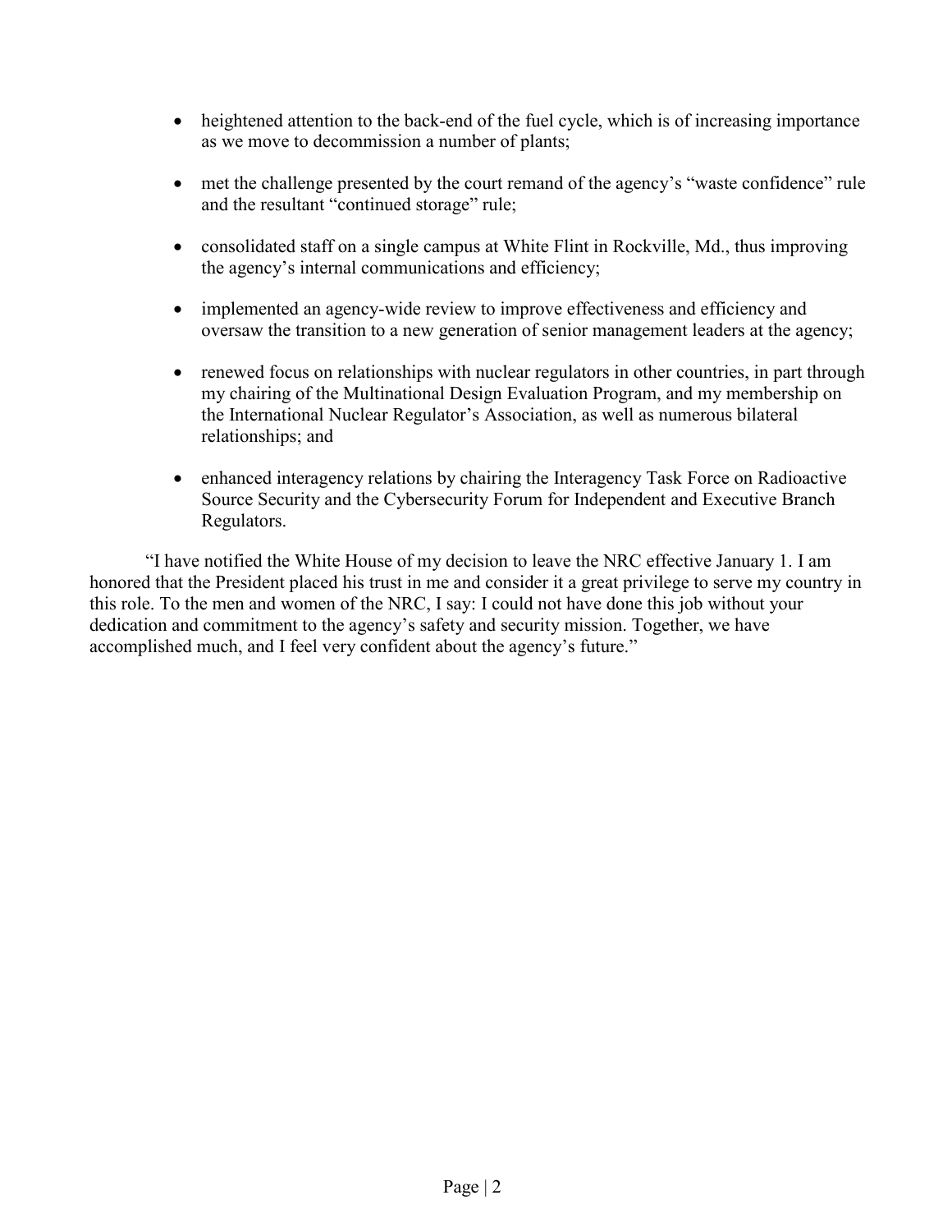- heightened attention to the back-end of the fuel cycle, which is of increasing importance as we move to decommission a number of plants;
- met the challenge presented by the court remand of the agency's "waste confidence" rule and the resultant "continued storage" rule;
- consolidated staff on a single campus at White Flint in Rockville, Md., thus improving the agency's internal communications and efficiency;
- implemented an agency-wide review to improve effectiveness and efficiency and oversaw the transition to a new generation of senior management leaders at the agency;
- renewed focus on relationships with nuclear regulators in other countries, in part through my chairing of the Multinational Design Evaluation Program, and my membership on the International Nuclear Regulator's Association, as well as numerous bilateral relationships; and
- enhanced interagency relations by chairing the Interagency Task Force on Radioactive Source Security and the Cybersecurity Forum for Independent and Executive Branch Regulators.

"I have notified the White House of my decision to leave the NRC effective January 1. I am honored that the President placed his trust in me and consider it a great privilege to serve my country in this role. To the men and women of the NRC, I say: I could not have done this job without your dedication and commitment to the agency's safety and security mission. Together, we have accomplished much, and I feel very confident about the agency's future."